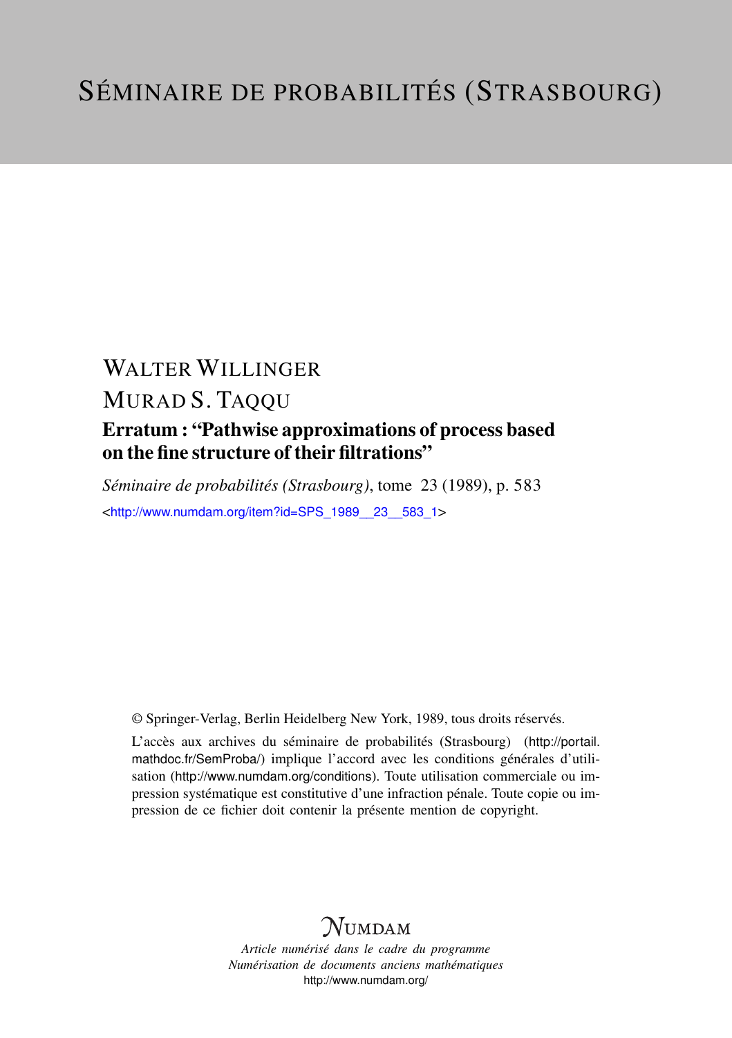# SÉMINAIRE DE PROBABILITÉS (STRASBOURG)

## WALTER WILLINGER
## MURAD S. TAQQU

### Erratum : "Pathwise approximations of process based on the fine structure of their filtrations"

*Séminaire de probabilités (Strasbourg)*, tome 23 (1989), p. 583

<http://www.numdam.org/item?id=SPS_1989__23__583_1>

© Springer-Verlag, Berlin Heidelberg New York, 1989, tous droits réservés.

L'accès aux archives du séminaire de probabilités (Strasbourg) (http://portail.mathdoc.fr/SemProba/) implique l'accord avec les conditions générales d'utilisation (http://www.numdam.org/conditions). Toute utilisation commerciale ou impression systématique est constitutive d'une infraction pénale. Toute copie ou impression de ce fichier doit contenir la présente mention de copyright.

NUMDAM

*Article numérisé dans le cadre du programme*
*Numérisation de documents anciens mathématiques*
http://www.numdam.org/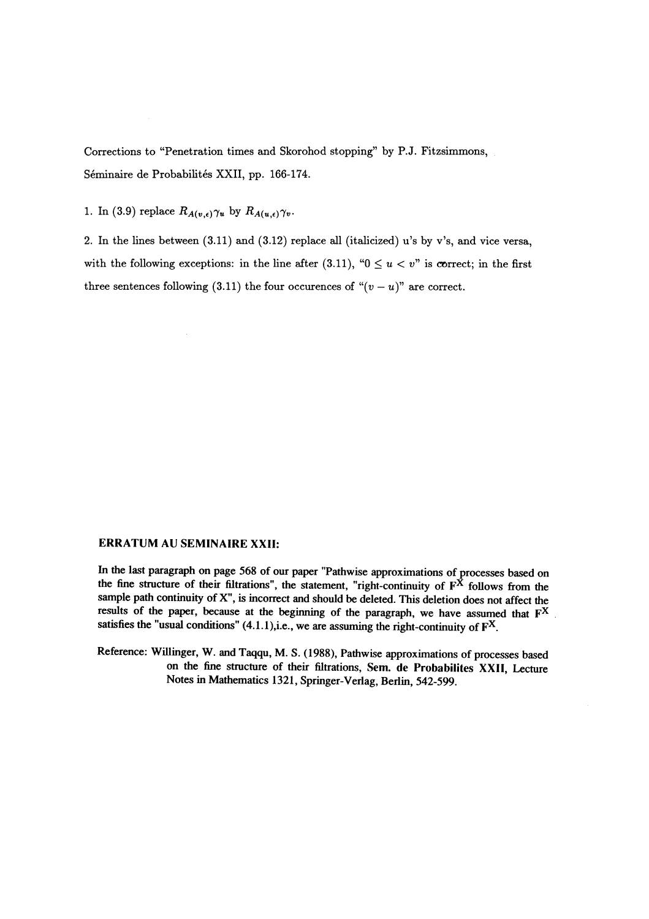Corrections to "Penetration times and Skorohod stopping" by P.J. Fitzsimmons, Séminaire de Probabilités XXII, pp. 166-174.

1. In (3.9) replace $R_{A(v,\epsilon)}\gamma_u$ by $R_{A(u,\epsilon)}\gamma_v$.

2. In the lines between (3.11) and (3.12) replace all (italicized) u's by v's, and vice versa, with the following exceptions: in the line after (3.11), "$0 \leq u < v$" is correct; in the first three sentences following (3.11) the four occurences of "$(v - u)$" are correct.

**ERRATUM AU SEMINAIRE XXII:**

In the last paragraph on page 568 of our paper "Pathwise approximations of processes based on the fine structure of their filtrations", the statement, "right-continuity of $F^X$ follows from the sample path continuity of X", is incorrect and should be deleted. This deletion does not affect the results of the paper, because at the beginning of the paragraph, we have assumed that $F^X$ satisfies the "usual conditions" (4.1.1), i.e., we are assuming the right-continuity of $F^X$.

Reference: Willinger, W. and Taqqu, M. S. (1988), Pathwise approximations of processes based on the fine structure of their filtrations, **Sem. de Probabilites XXII**, Lecture Notes in Mathematics 1321, Springer-Verlag, Berlin, 542-599.